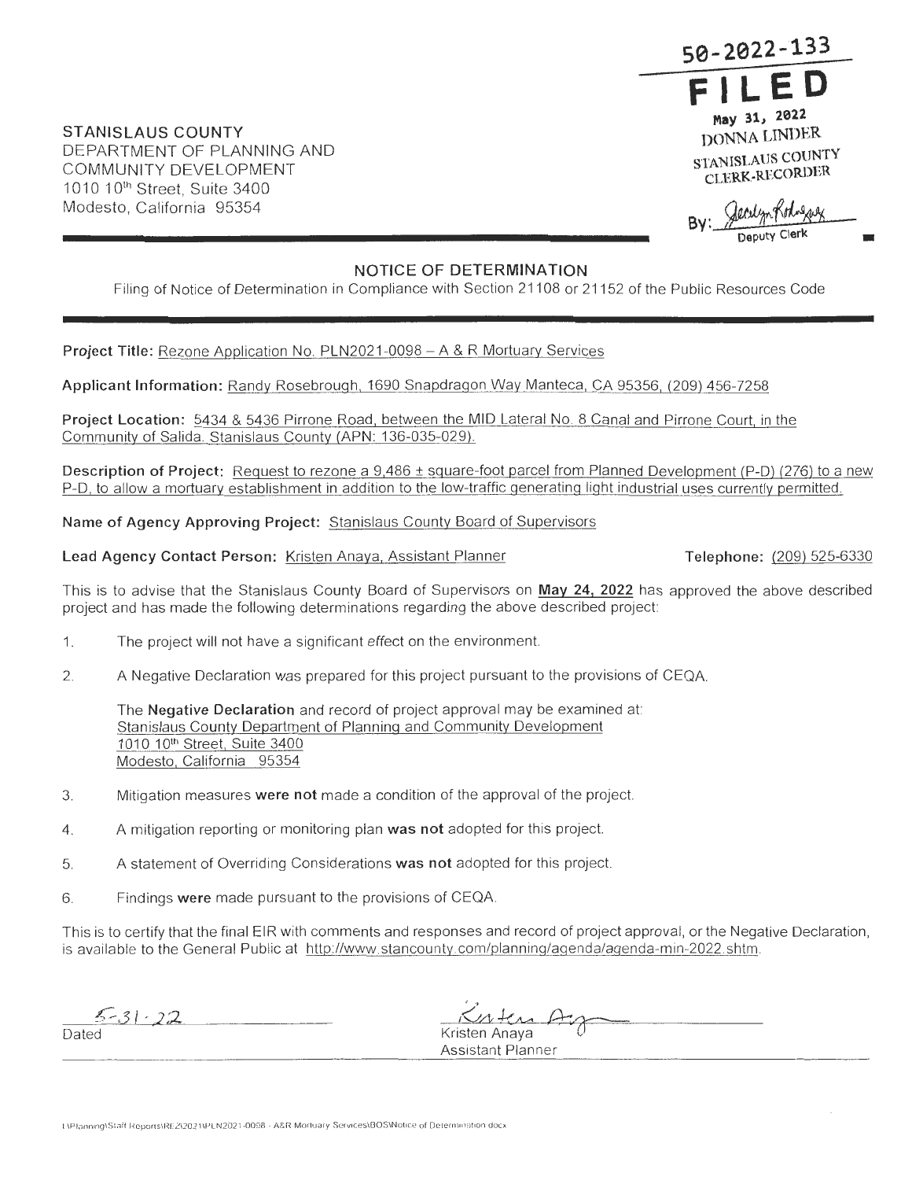50-2022-133

**FILED**

May 31, 2022
DONNA LINDER
STANISLAUS COUNTY
CLERK-RECORDER

By: [signature]
Deputy Clerk

STANISLAUS COUNTY
DEPARTMENT OF PLANNING AND
COMMUNITY DEVELOPMENT
1010 10th Street, Suite 3400
Modesto, California 95354

## NOTICE OF DETERMINATION

Filing of Notice of Determination in Compliance with Section 21108 or 21152 of the Public Resources Code

**Project Title:** Rezone Application No. PLN2021-0098 – A & R Mortuary Services

**Applicant Information:** Randy Rosebrough, 1690 Snapdragon Way Manteca, CA 95356, (209) 456-7258

**Project Location:** 5434 & 5436 Pirrone Road, between the MID Lateral No. 8 Canal and Pirrone Court, in the Community of Salida, Stanislaus County (APN: 136-035-029).

**Description of Project:** Request to rezone a 9,486 ± square-foot parcel from Planned Development (P-D) (276) to a new P-D, to allow a mortuary establishment in addition to the low-traffic generating light industrial uses currently permitted.

**Name of Agency Approving Project:** Stanislaus County Board of Supervisors

**Lead Agency Contact Person:** Kristen Anaya, Assistant Planner **Telephone:** (209) 525-6330

This is to advise that the Stanislaus County Board of Supervisors on **May 24, 2022** has approved the above described project and has made the following determinations regarding the above described project:

1. The project will not have a significant effect on the environment.
2. A Negative Declaration was prepared for this project pursuant to the provisions of CEQA.

   The **Negative Declaration** and record of project approval may be examined at:
   Stanislaus County Department of Planning and Community Development
   1010 10th Street, Suite 3400
   Modesto, California 95354

3. Mitigation measures **were not** made a condition of the approval of the project.
4. A mitigation reporting or monitoring plan **was not** adopted for this project.
5. A statement of Overriding Considerations **was not** adopted for this project.
6. Findings **were** made pursuant to the provisions of CEQA.

This is to certify that the final EIR with comments and responses and record of project approval, or the Negative Declaration, is available to the General Public at http://www.stancounty.com/planning/agenda/agenda-min-2022.shtm.

5-31-22
Dated

[signature]
Kristen Anaya
Assistant Planner

I:\Planning\Staff Reports\REZ\2021\PLN2021-0098 - A&R Mortuary Services\BOS\Notice of Determination.docx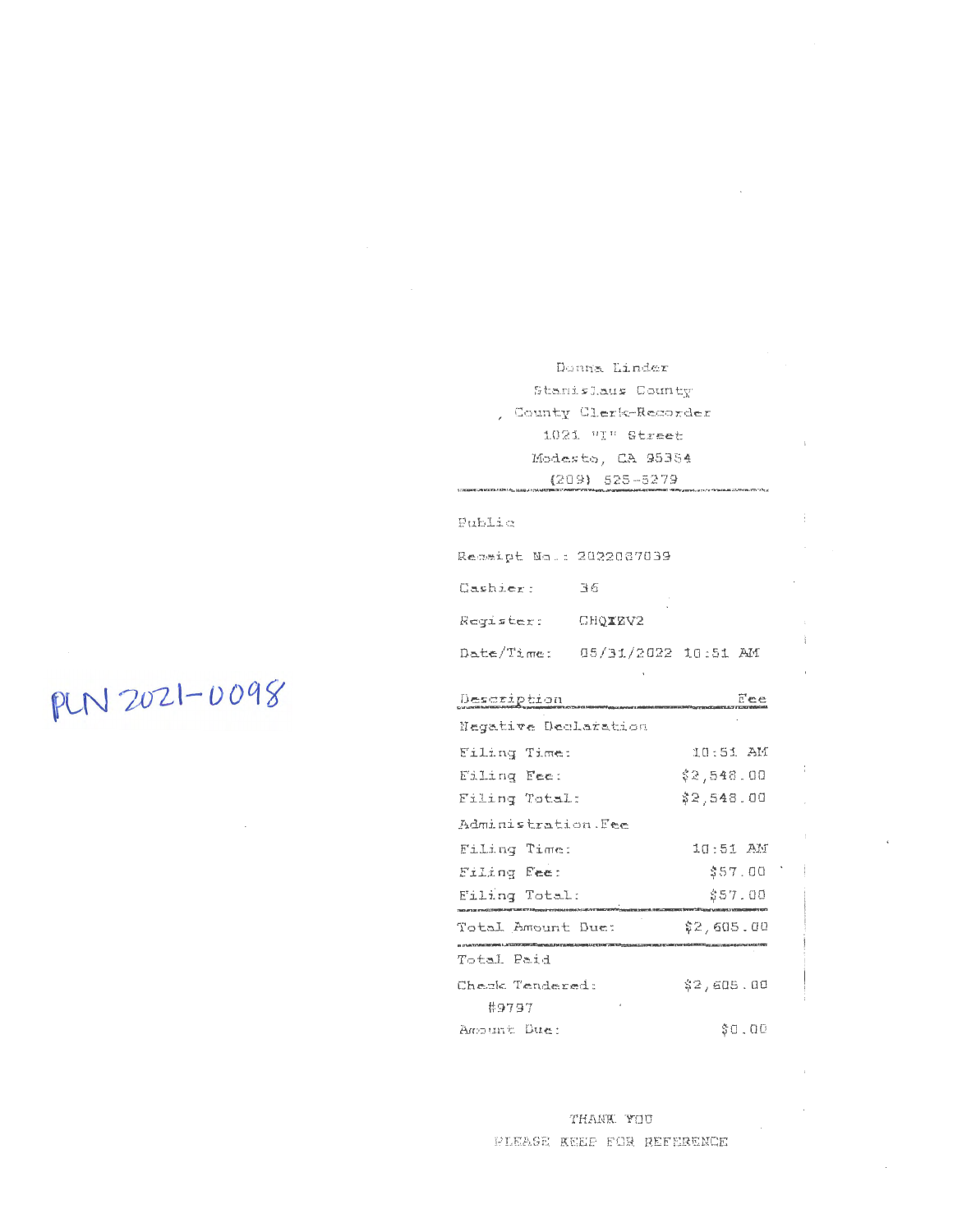PLN 2021-0098

Donna Linder
Stanislaus County
County Clerk-Recorder
1021 "I" Street
Modesto, CA 95354
(209) 525-5279

Public

Receipt No.: 2022027039

Cashier: 36

Register: CHQIZV2

Date/Time: 05/31/2022 10:51 AM

| Description | Fee |
|---|---|
| Negative Declaration | |
| Filing Time: | 10:51 AM |
| Filing Fee: | $2,548.00 |
| Filing Total: | $2,548.00 |
| Administration Fee | |
| Filing Time: | 10:51 AM |
| Filing Fee: | $57.00 |
| Filing Total: | $57.00 |
| Total Amount Due: | $2,605.00 |
| Total Paid | |
| Check Tendered: #9797 | $2,605.00 |
| Amount Due: | $0.00 |

THANK YOU
PLEASE KEEP FOR REFERENCE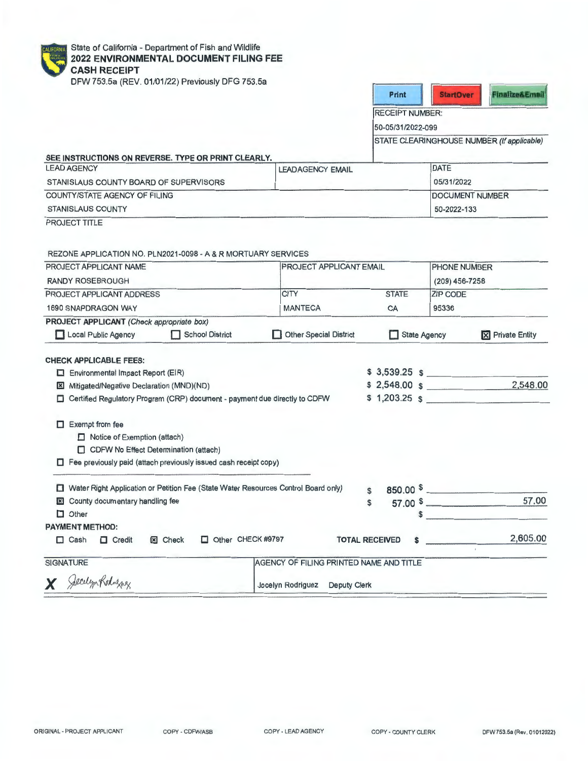State of California - Department of Fish and Wildlife
**2022 ENVIRONMENTAL DOCUMENT FILING FEE CASH RECEIPT**
DFW 753.5a (REV. 01/01/22) Previously DFG 753.5a

Print | StartOver | Finalize&Email

RECEIPT NUMBER:
50-05/31/2022-099

STATE CLEARINGHOUSE NUMBER *(If applicable)*

**SEE INSTRUCTIONS ON REVERSE. TYPE OR PRINT CLEARLY.**

| LEAD AGENCY | LEADAGENCY EMAIL | DATE |
|---|---|---|
| STANISLAUS COUNTY BOARD OF SUPERVISORS | | 05/31/2022 |

| COUNTY/STATE AGENCY OF FILING | DOCUMENT NUMBER |
|---|---|
| STANISLAUS COUNTY | 50-2022-133 |

PROJECT TITLE

REZONE APPLICATION NO. PLN2021-0098 - A & R MORTUARY SERVICES

| PROJECT APPLICANT NAME | PROJECT APPLICANT EMAIL | | PHONE NUMBER |
|---|---|---|---|
| RANDY ROSEBROUGH | | | (209) 456-7258 |
| **PROJECT APPLICANT ADDRESS** | **CITY** | **STATE** | **ZIP CODE** |
| 1690 SNAPDRAGON WAY | MANTECA | CA | 95336 |

**PROJECT APPLICANT** *(Check appropriate box)*

☐ Local Public Agency ☐ School District ☐ Other Special District ☐ State Agency ☒ Private Entity

**CHECK APPLICABLE FEES:**

| | | |
|---|---|---|
| ☐ Environmental Impact Report (EIR) | $ 3,539.25 | $ |
| ☒ Mitigated/Negative Declaration (MND)(ND) | $ 2,548.00 | $ 2,548.00 |
| ☐ Certified Regulatory Program (CRP) document - payment due directly to CDFW | $ 1,203.25 | $ |

☐ Exempt from fee
  ☐ Notice of Exemption (attach)
  ☐ CDFW No Effect Determination (attach)
☐ Fee previously paid (attach previously issued cash receipt copy)

| | | |
|---|---|---|
| ☐ Water Right Application or Petition Fee (State Water Resources Control Board only) | $ 850.00 | $ |
| ☒ County documentary handling fee | $ 57.00 | $ 57.00 |
| ☐ Other | | $ |

**PAYMENT METHOD:**

☐ Cash ☐ Credit ☒ Check ☐ Other CHECK #9797

**TOTAL RECEIVED** $ 2,605.00

| SIGNATURE | AGENCY OF FILING PRINTED NAME AND TITLE |
|---|---|
| X *Jocelyn Rodriguez* | Jocelyn Rodriguez Deputy Clerk |

ORIGINAL - PROJECT APPLICANT COPY - CDFW/ASB COPY - LEAD AGENCY COPY - COUNTY CLERK DFW 753.5a (Rev. 01012022)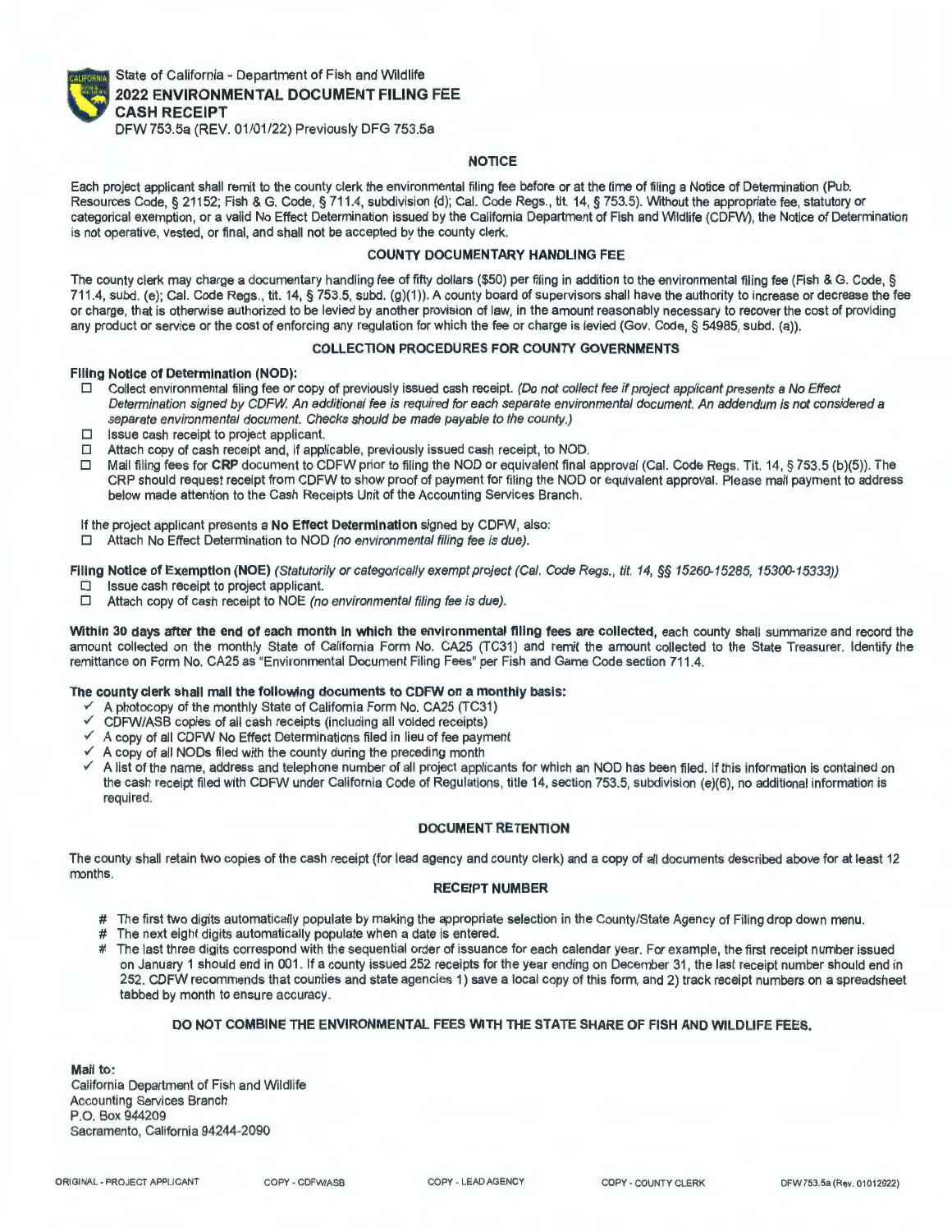State of California - Department of Fish and Wildlife

# 2022 ENVIRONMENTAL DOCUMENT FILING FEE CASH RECEIPT

DFW 753.5a (REV. 01/01/22) Previously DFG 753.5a

## NOTICE

Each project applicant shall remit to the county clerk the environmental filing fee before or at the time of filing a Notice of Determination (Pub. Resources Code, § 21152; Fish & G. Code, § 711.4, subdivision (d); Cal. Code Regs., tit. 14, § 753.5). Without the appropriate fee, statutory or categorical exemption, or a valid No Effect Determination issued by the California Department of Fish and Wildlife (CDFW), the Notice of Determination is not operative, vested, or final, and shall not be accepted by the county clerk.

## COUNTY DOCUMENTARY HANDLING FEE

The county clerk may charge a documentary handling fee of fifty dollars ($50) per filing in addition to the environmental filing fee (Fish & G. Code, § 711.4, subd. (e); Cal. Code Regs., tit. 14, § 753.5, subd. (g)(1)). A county board of supervisors shall have the authority to increase or decrease the fee or charge, that is otherwise authorized to be levied by another provision of law, in the amount reasonably necessary to recover the cost of providing any product or service or the cost of enforcing any regulation for which the fee or charge is levied (Gov. Code, § 54985, subd. (a)).

## COLLECTION PROCEDURES FOR COUNTY GOVERNMENTS

**Filing Notice of Determination (NOD):**

- ☐ Collect environmental filing fee or copy of previously issued cash receipt. *(Do not collect fee if project applicant presents a No Effect Determination signed by CDFW. An additional fee is required for each separate environmental document. An addendum is not considered a separate environmental document. Checks should be made payable to the county.)*
- ☐ Issue cash receipt to project applicant.
- ☐ Attach copy of cash receipt and, if applicable, previously issued cash receipt, to NOD.
- ☐ Mail filing fees for **CRP** document to CDFW prior to filing the NOD or equivalent final approval (Cal. Code Regs. Tit. 14, § 753.5 (b)(5)). The CRP should request receipt from CDFW to show proof of payment for filing the NOD or equivalent approval. Please mail payment to address below made attention to the Cash Receipts Unit of the Accounting Services Branch.

If the project applicant presents a **No Effect Determination** signed by CDFW, also:

- ☐ Attach No Effect Determination to NOD *(no environmental filing fee is due).*

**Filing Notice of Exemption (NOE)** *(Statutorily or categorically exempt project (Cal. Code Regs., tit. 14, §§ 15260-15285, 15300-15333))*

- ☐ Issue cash receipt to project applicant.
- ☐ Attach copy of cash receipt to NOE *(no environmental filing fee is due).*

**Within 30 days after the end of each month in which the environmental filing fees are collected,** each county shall summarize and record the amount collected on the monthly State of California Form No. CA25 (TC31) and remit the amount collected to the State Treasurer. Identify the remittance on Form No. CA25 as "Environmental Document Filing Fees" per Fish and Game Code section 711.4.

**The county clerk shall mail the following documents to CDFW on a monthly basis:**

- ✓ A photocopy of the monthly State of California Form No. CA25 (TC31)
- ✓ CDFW/ASB copies of all cash receipts (including all voided receipts)
- ✓ A copy of all CDFW No Effect Determinations filed in lieu of fee payment
- ✓ A copy of all NODs filed with the county during the preceding month
- ✓ A list of the name, address and telephone number of all project applicants for which an NOD has been filed. If this information is contained on the cash receipt filed with CDFW under California Code of Regulations, title 14, section 753.5, subdivision (e)(6), no additional information is required.

## DOCUMENT RETENTION

The county shall retain two copies of the cash receipt (for lead agency and county clerk) and a copy of all documents described above for at least 12 months.

## RECEIPT NUMBER

- # The first two digits automatically populate by making the appropriate selection in the County/State Agency of Filing drop down menu.
- # The next eight digits automatically populate when a date is entered.
- # The last three digits correspond with the sequential order of issuance for each calendar year. For example, the first receipt number issued on January 1 should end in 001. If a county issued 252 receipts for the year ending on December 31, the last receipt number should end in 252. CDFW recommends that counties and state agencies 1) save a local copy of this form, and 2) track receipt numbers on a spreadsheet tabbed by month to ensure accuracy.

**DO NOT COMBINE THE ENVIRONMENTAL FEES WITH THE STATE SHARE OF FISH AND WILDLIFE FEES.**

**Mail to:**
California Department of Fish and Wildlife
Accounting Services Branch
P.O. Box 944209
Sacramento, California 94244-2090

ORIGINAL - PROJECT APPLICANT | COPY - CDFW/ASB | COPY - LEAD AGENCY | COPY - COUNTY CLERK